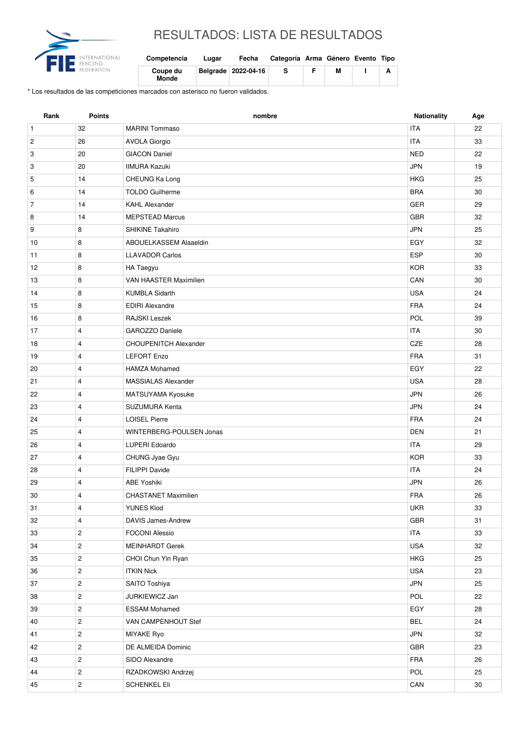# RESULTADOS: LISTA DE RESULTADOS

| Competencia | Lugar | Fecha | Categoría | Arma | Género | Evento | Tipo |
|---|---|---|---|---|---|---|---|
| Coupe du Monde | Belgrade | 2022-04-16 | S | F | M | I | A |

\* Los resultados de las competiciones marcados con asterisco no fueron validados.

| Rank | Points | nombre | Nationality | Age |
|---|---|---|---|---|
| 1 | 32 | MARINI Tommaso | ITA | 22 |
| 2 | 26 | AVOLA Giorgio | ITA | 33 |
| 3 | 20 | GIACON Daniel | NED | 22 |
| 3 | 20 | IIMURA Kazuki | JPN | 19 |
| 5 | 14 | CHEUNG Ka Long | HKG | 25 |
| 6 | 14 | TOLDO Guilherme | BRA | 30 |
| 7 | 14 | KAHL Alexander | GER | 29 |
| 8 | 14 | MEPSTEAD Marcus | GBR | 32 |
| 9 | 8 | SHIKINE Takahiro | JPN | 25 |
| 10 | 8 | ABOUELKASSEM Alaaeldin | EGY | 32 |
| 11 | 8 | LLAVADOR Carlos | ESP | 30 |
| 12 | 8 | HA Taegyu | KOR | 33 |
| 13 | 8 | VAN HAASTER Maximilien | CAN | 30 |
| 14 | 8 | KUMBLA Sidarth | USA | 24 |
| 15 | 8 | EDIRI Alexandre | FRA | 24 |
| 16 | 8 | RAJSKI Leszek | POL | 39 |
| 17 | 4 | GAROZZO Daniele | ITA | 30 |
| 18 | 4 | CHOUPENITCH Alexander | CZE | 28 |
| 19 | 4 | LEFORT Enzo | FRA | 31 |
| 20 | 4 | HAMZA Mohamed | EGY | 22 |
| 21 | 4 | MASSIALAS Alexander | USA | 28 |
| 22 | 4 | MATSUYAMA Kyosuke | JPN | 26 |
| 23 | 4 | SUZUMURA Kenta | JPN | 24 |
| 24 | 4 | LOISEL Pierre | FRA | 24 |
| 25 | 4 | WINTERBERG-POULSEN Jonas | DEN | 21 |
| 26 | 4 | LUPERI Edoardo | ITA | 29 |
| 27 | 4 | CHUNG Jyae Gyu | KOR | 33 |
| 28 | 4 | FILIPPI Davide | ITA | 24 |
| 29 | 4 | ABE Yoshiki | JPN | 26 |
| 30 | 4 | CHASTANET Maximilien | FRA | 26 |
| 31 | 4 | YUNES Klod | UKR | 33 |
| 32 | 4 | DAVIS James-Andrew | GBR | 31 |
| 33 | 2 | FOCONI Alessio | ITA | 33 |
| 34 | 2 | MEINHARDT Gerek | USA | 32 |
| 35 | 2 | CHOI Chun Yin Ryan | HKG | 25 |
| 36 | 2 | ITKIN Nick | USA | 23 |
| 37 | 2 | SAITO Toshiya | JPN | 25 |
| 38 | 2 | JURKIEWICZ Jan | POL | 22 |
| 39 | 2 | ESSAM Mohamed | EGY | 28 |
| 40 | 2 | VAN CAMPENHOUT Stef | BEL | 24 |
| 41 | 2 | MIYAKE Ryo | JPN | 32 |
| 42 | 2 | DE ALMEIDA Dominic | GBR | 23 |
| 43 | 2 | SIDO Alexandre | FRA | 26 |
| 44 | 2 | RZADKOWSKI Andrzej | POL | 25 |
| 45 | 2 | SCHENKEL Eli | CAN | 30 |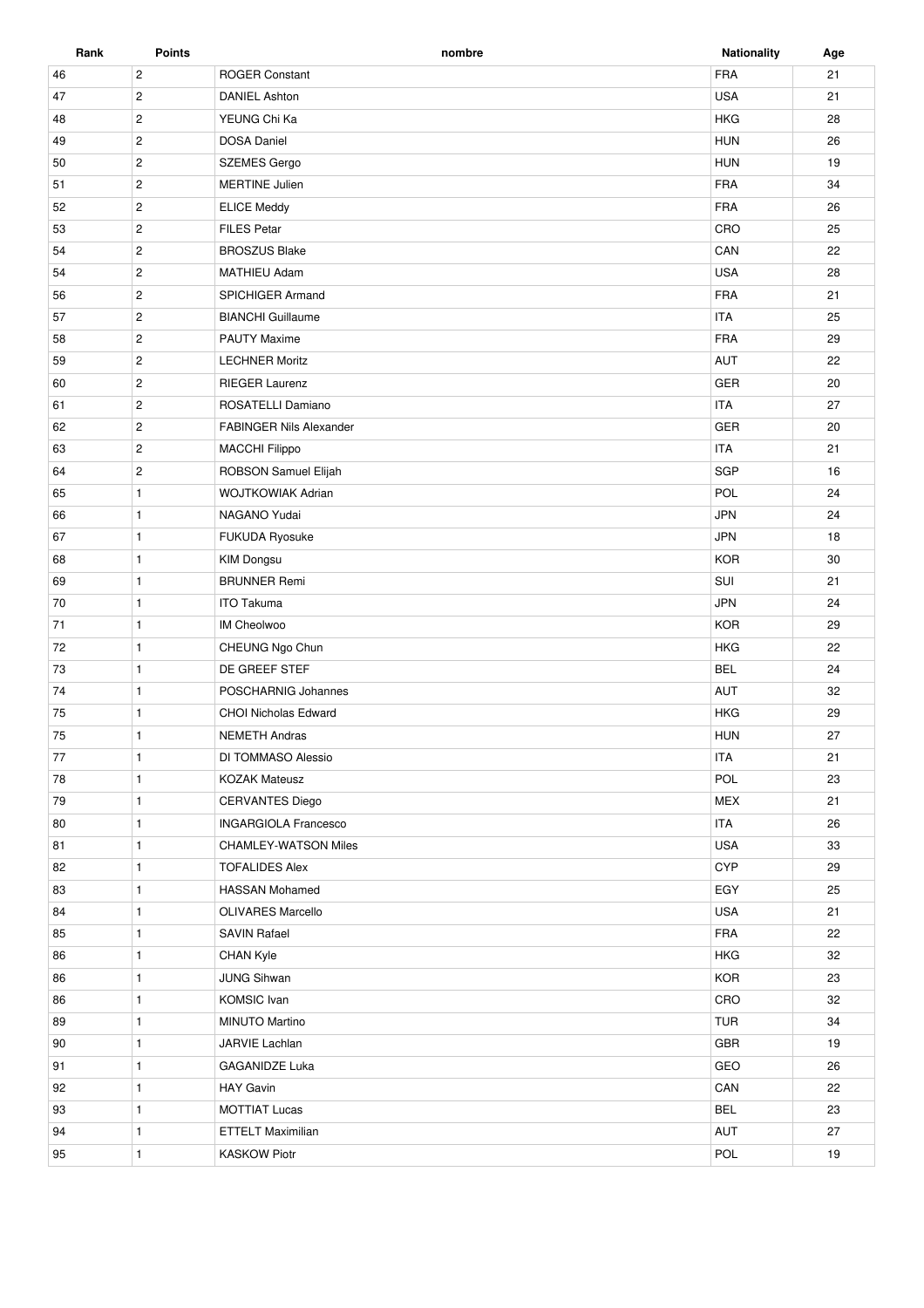| Rank | Points | nombre | Nationality | Age |
|---|---|---|---|---|
| 46 | 2 | ROGER Constant | FRA | 21 |
| 47 | 2 | DANIEL Ashton | USA | 21 |
| 48 | 2 | YEUNG Chi Ka | HKG | 28 |
| 49 | 2 | DOSA Daniel | HUN | 26 |
| 50 | 2 | SZEMES Gergo | HUN | 19 |
| 51 | 2 | MERTINE Julien | FRA | 34 |
| 52 | 2 | ELICE Meddy | FRA | 26 |
| 53 | 2 | FILES Petar | CRO | 25 |
| 54 | 2 | BROSZUS Blake | CAN | 22 |
| 54 | 2 | MATHIEU Adam | USA | 28 |
| 56 | 2 | SPICHIGER Armand | FRA | 21 |
| 57 | 2 | BIANCHI Guillaume | ITA | 25 |
| 58 | 2 | PAUTY Maxime | FRA | 29 |
| 59 | 2 | LECHNER Moritz | AUT | 22 |
| 60 | 2 | RIEGER Laurenz | GER | 20 |
| 61 | 2 | ROSATELLI Damiano | ITA | 27 |
| 62 | 2 | FABINGER Nils Alexander | GER | 20 |
| 63 | 2 | MACCHI Filippo | ITA | 21 |
| 64 | 2 | ROBSON Samuel Elijah | SGP | 16 |
| 65 | 1 | WOJTKOWIAK Adrian | POL | 24 |
| 66 | 1 | NAGANO Yudai | JPN | 24 |
| 67 | 1 | FUKUDA Ryosuke | JPN | 18 |
| 68 | 1 | KIM Dongsu | KOR | 30 |
| 69 | 1 | BRUNNER Remi | SUI | 21 |
| 70 | 1 | ITO Takuma | JPN | 24 |
| 71 | 1 | IM Cheolwoo | KOR | 29 |
| 72 | 1 | CHEUNG Ngo Chun | HKG | 22 |
| 73 | 1 | DE GREEF STEF | BEL | 24 |
| 74 | 1 | POSCHARNIG Johannes | AUT | 32 |
| 75 | 1 | CHOI Nicholas Edward | HKG | 29 |
| 75 | 1 | NEMETH Andras | HUN | 27 |
| 77 | 1 | DI TOMMASO Alessio | ITA | 21 |
| 78 | 1 | KOZAK Mateusz | POL | 23 |
| 79 | 1 | CERVANTES Diego | MEX | 21 |
| 80 | 1 | INGARGIOLA Francesco | ITA | 26 |
| 81 | 1 | CHAMLEY-WATSON Miles | USA | 33 |
| 82 | 1 | TOFALIDES Alex | CYP | 29 |
| 83 | 1 | HASSAN Mohamed | EGY | 25 |
| 84 | 1 | OLIVARES Marcello | USA | 21 |
| 85 | 1 | SAVIN Rafael | FRA | 22 |
| 86 | 1 | CHAN Kyle | HKG | 32 |
| 86 | 1 | JUNG Sihwan | KOR | 23 |
| 86 | 1 | KOMSIC Ivan | CRO | 32 |
| 89 | 1 | MINUTO Martino | TUR | 34 |
| 90 | 1 | JARVIE Lachlan | GBR | 19 |
| 91 | 1 | GAGANIDZE Luka | GEO | 26 |
| 92 | 1 | HAY Gavin | CAN | 22 |
| 93 | 1 | MOTTIAT Lucas | BEL | 23 |
| 94 | 1 | ETTELT Maximilian | AUT | 27 |
| 95 | 1 | KASKOW Piotr | POL | 19 |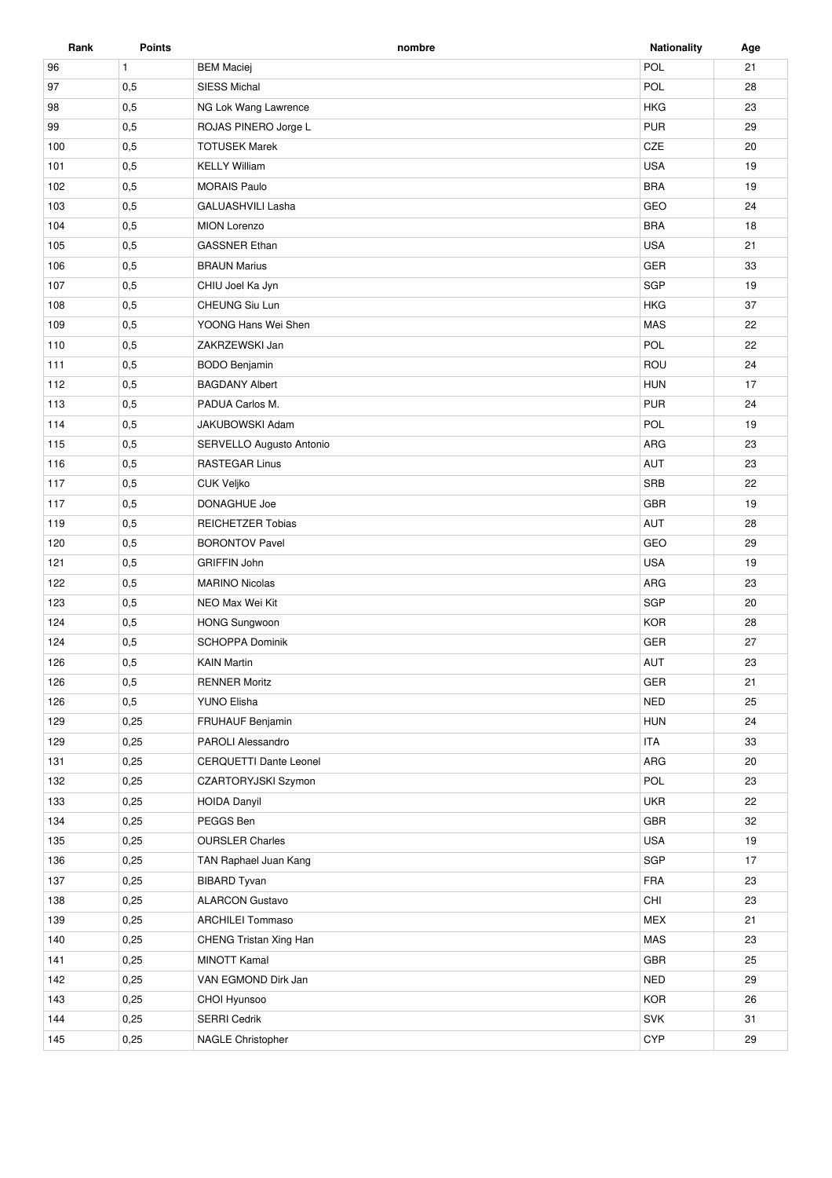| Rank | Points | nombre | Nationality | Age |
| --- | --- | --- | --- | --- |
| 96 | 1 | BEM Maciej | POL | 21 |
| 97 | 0,5 | SIESS Michal | POL | 28 |
| 98 | 0,5 | NG Lok Wang Lawrence | HKG | 23 |
| 99 | 0,5 | ROJAS PINERO Jorge L | PUR | 29 |
| 100 | 0,5 | TOTUSEK Marek | CZE | 20 |
| 101 | 0,5 | KELLY William | USA | 19 |
| 102 | 0,5 | MORAIS Paulo | BRA | 19 |
| 103 | 0,5 | GALUASHVILI Lasha | GEO | 24 |
| 104 | 0,5 | MION Lorenzo | BRA | 18 |
| 105 | 0,5 | GASSNER Ethan | USA | 21 |
| 106 | 0,5 | BRAUN Marius | GER | 33 |
| 107 | 0,5 | CHIU Joel Ka Jyn | SGP | 19 |
| 108 | 0,5 | CHEUNG Siu Lun | HKG | 37 |
| 109 | 0,5 | YOONG Hans Wei Shen | MAS | 22 |
| 110 | 0,5 | ZAKRZEWSKI Jan | POL | 22 |
| 111 | 0,5 | BODO Benjamin | ROU | 24 |
| 112 | 0,5 | BAGDANY Albert | HUN | 17 |
| 113 | 0,5 | PADUA Carlos M. | PUR | 24 |
| 114 | 0,5 | JAKUBOWSKI Adam | POL | 19 |
| 115 | 0,5 | SERVELLO Augusto Antonio | ARG | 23 |
| 116 | 0,5 | RASTEGAR Linus | AUT | 23 |
| 117 | 0,5 | CUK Veljko | SRB | 22 |
| 117 | 0,5 | DONAGHUE Joe | GBR | 19 |
| 119 | 0,5 | REICHETZER Tobias | AUT | 28 |
| 120 | 0,5 | BORONTOV Pavel | GEO | 29 |
| 121 | 0,5 | GRIFFIN John | USA | 19 |
| 122 | 0,5 | MARINO Nicolas | ARG | 23 |
| 123 | 0,5 | NEO Max Wei Kit | SGP | 20 |
| 124 | 0,5 | HONG Sungwoon | KOR | 28 |
| 124 | 0,5 | SCHOPPA Dominik | GER | 27 |
| 126 | 0,5 | KAIN Martin | AUT | 23 |
| 126 | 0,5 | RENNER Moritz | GER | 21 |
| 126 | 0,5 | YUNO Elisha | NED | 25 |
| 129 | 0,25 | FRUHAUF Benjamin | HUN | 24 |
| 129 | 0,25 | PAROLI Alessandro | ITA | 33 |
| 131 | 0,25 | CERQUETTI Dante Leonel | ARG | 20 |
| 132 | 0,25 | CZARTORYJSKI Szymon | POL | 23 |
| 133 | 0,25 | HOIDA Danyil | UKR | 22 |
| 134 | 0,25 | PEGGS Ben | GBR | 32 |
| 135 | 0,25 | OURSLER Charles | USA | 19 |
| 136 | 0,25 | TAN Raphael Juan Kang | SGP | 17 |
| 137 | 0,25 | BIBARD Tyvan | FRA | 23 |
| 138 | 0,25 | ALARCON Gustavo | CHI | 23 |
| 139 | 0,25 | ARCHILEI Tommaso | MEX | 21 |
| 140 | 0,25 | CHENG Tristan Xing Han | MAS | 23 |
| 141 | 0,25 | MINOTT Kamal | GBR | 25 |
| 142 | 0,25 | VAN EGMOND Dirk Jan | NED | 29 |
| 143 | 0,25 | CHOI Hyunsoo | KOR | 26 |
| 144 | 0,25 | SERRI Cedrik | SVK | 31 |
| 145 | 0,25 | NAGLE Christopher | CYP | 29 |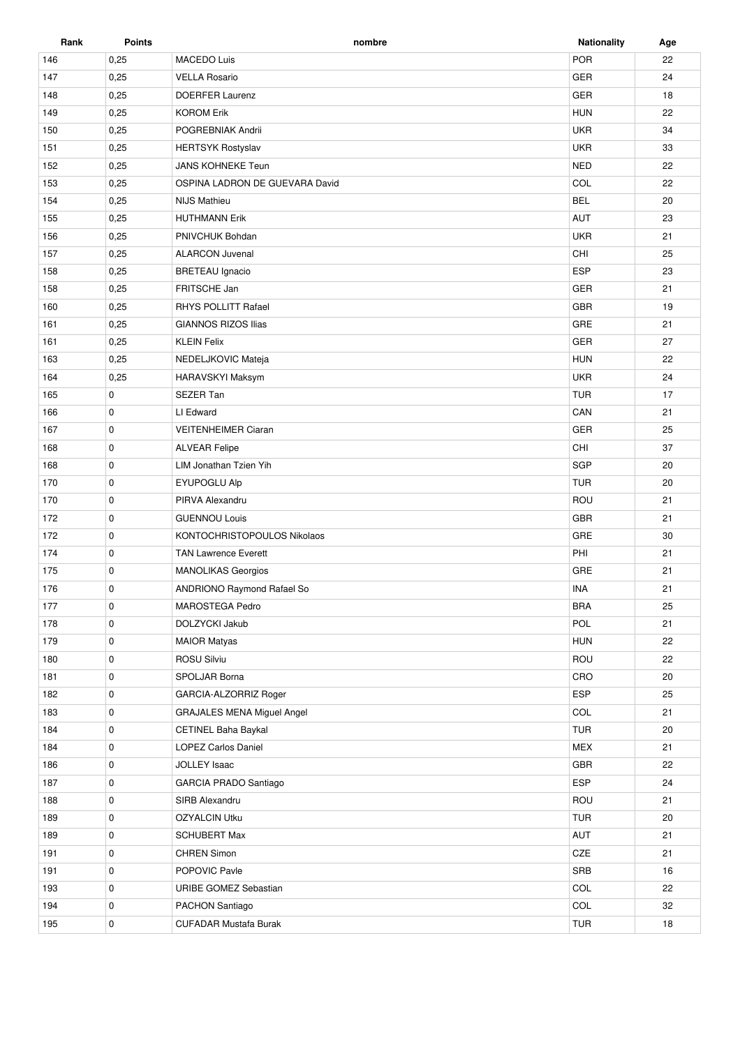| Rank | Points | nombre | Nationality | Age |
|---|---|---|---|---|
| 146 | 0,25 | MACEDO Luis | POR | 22 |
| 147 | 0,25 | VELLA Rosario | GER | 24 |
| 148 | 0,25 | DOERFER Laurenz | GER | 18 |
| 149 | 0,25 | KOROM Erik | HUN | 22 |
| 150 | 0,25 | POGREBNIAK Andrii | UKR | 34 |
| 151 | 0,25 | HERTSYK Rostyslav | UKR | 33 |
| 152 | 0,25 | JANS KOHNEKE Teun | NED | 22 |
| 153 | 0,25 | OSPINA LADRON DE GUEVARA David | COL | 22 |
| 154 | 0,25 | NIJS Mathieu | BEL | 20 |
| 155 | 0,25 | HUTHMANN Erik | AUT | 23 |
| 156 | 0,25 | PNIVCHUK Bohdan | UKR | 21 |
| 157 | 0,25 | ALARCON Juvenal | CHI | 25 |
| 158 | 0,25 | BRETEAU Ignacio | ESP | 23 |
| 158 | 0,25 | FRITSCHE Jan | GER | 21 |
| 160 | 0,25 | RHYS POLLITT Rafael | GBR | 19 |
| 161 | 0,25 | GIANNOS RIZOS Ilias | GRE | 21 |
| 161 | 0,25 | KLEIN Felix | GER | 27 |
| 163 | 0,25 | NEDELJKOVIC Mateja | HUN | 22 |
| 164 | 0,25 | HARAVSKYI Maksym | UKR | 24 |
| 165 | 0 | SEZER Tan | TUR | 17 |
| 166 | 0 | LI Edward | CAN | 21 |
| 167 | 0 | VEITENHEIMER Ciaran | GER | 25 |
| 168 | 0 | ALVEAR Felipe | CHI | 37 |
| 168 | 0 | LIM Jonathan Tzien Yih | SGP | 20 |
| 170 | 0 | EYUPOGLU Alp | TUR | 20 |
| 170 | 0 | PIRVA Alexandru | ROU | 21 |
| 172 | 0 | GUENNOU Louis | GBR | 21 |
| 172 | 0 | KONTOCHRISTOPOULOS Nikolaos | GRE | 30 |
| 174 | 0 | TAN Lawrence Everett | PHI | 21 |
| 175 | 0 | MANOLIKAS Georgios | GRE | 21 |
| 176 | 0 | ANDRIONO Raymond Rafael So | INA | 21 |
| 177 | 0 | MAROSTEGA Pedro | BRA | 25 |
| 178 | 0 | DOLZYCKI Jakub | POL | 21 |
| 179 | 0 | MAIOR Matyas | HUN | 22 |
| 180 | 0 | ROSU Silviu | ROU | 22 |
| 181 | 0 | SPOLJAR Borna | CRO | 20 |
| 182 | 0 | GARCIA-ALZORRIZ Roger | ESP | 25 |
| 183 | 0 | GRAJALES MENA Miguel Angel | COL | 21 |
| 184 | 0 | CETINEL Baha Baykal | TUR | 20 |
| 184 | 0 | LOPEZ Carlos Daniel | MEX | 21 |
| 186 | 0 | JOLLEY Isaac | GBR | 22 |
| 187 | 0 | GARCIA PRADO Santiago | ESP | 24 |
| 188 | 0 | SIRB Alexandru | ROU | 21 |
| 189 | 0 | OZYALCIN Utku | TUR | 20 |
| 189 | 0 | SCHUBERT Max | AUT | 21 |
| 191 | 0 | CHREN Simon | CZE | 21 |
| 191 | 0 | POPOVIC Pavle | SRB | 16 |
| 193 | 0 | URIBE GOMEZ Sebastian | COL | 22 |
| 194 | 0 | PACHON Santiago | COL | 32 |
| 195 | 0 | CUFADAR Mustafa Burak | TUR | 18 |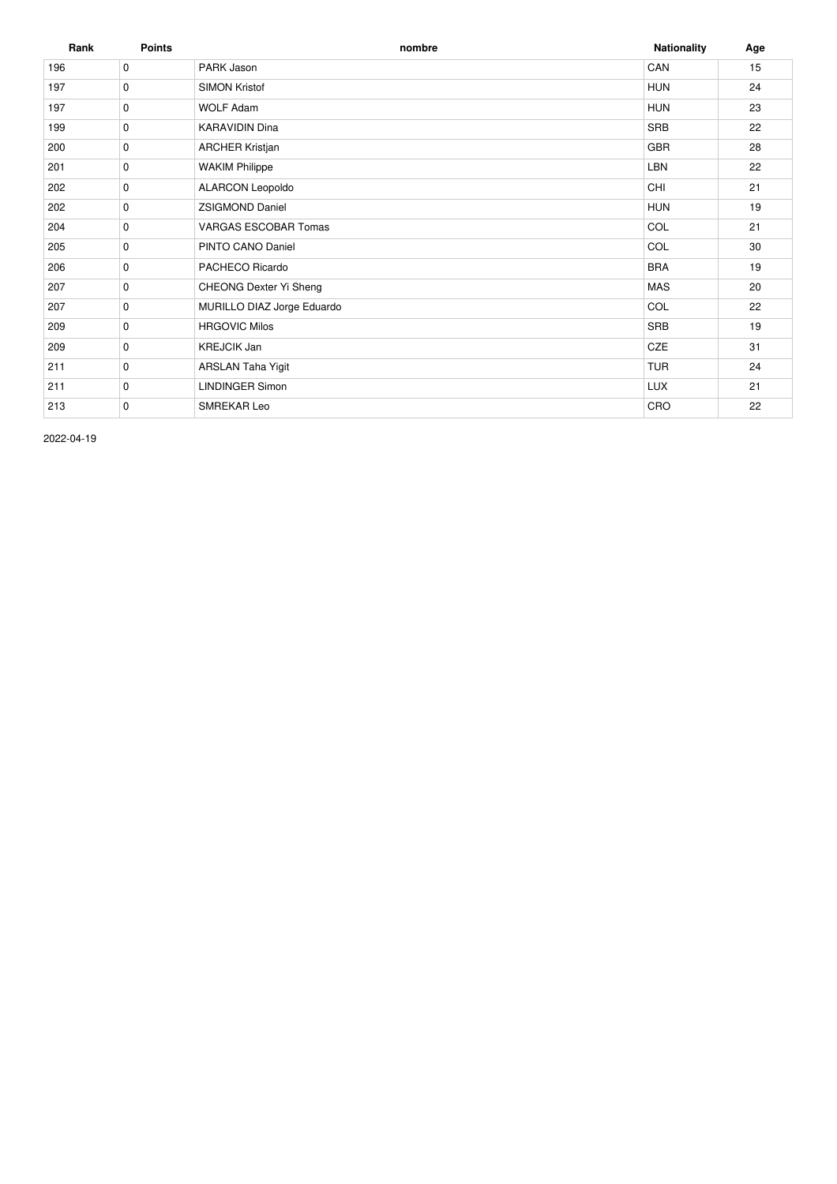| Rank | Points | nombre | Nationality | Age |
|---|---|---|---|---|
| 196 | 0 | PARK Jason | CAN | 15 |
| 197 | 0 | SIMON Kristof | HUN | 24 |
| 197 | 0 | WOLF Adam | HUN | 23 |
| 199 | 0 | KARAVIDIN Dina | SRB | 22 |
| 200 | 0 | ARCHER Kristjan | GBR | 28 |
| 201 | 0 | WAKIM Philippe | LBN | 22 |
| 202 | 0 | ALARCON Leopoldo | CHI | 21 |
| 202 | 0 | ZSIGMOND Daniel | HUN | 19 |
| 204 | 0 | VARGAS ESCOBAR Tomas | COL | 21 |
| 205 | 0 | PINTO CANO Daniel | COL | 30 |
| 206 | 0 | PACHECO Ricardo | BRA | 19 |
| 207 | 0 | CHEONG Dexter Yi Sheng | MAS | 20 |
| 207 | 0 | MURILLO DIAZ Jorge Eduardo | COL | 22 |
| 209 | 0 | HRGOVIC Milos | SRB | 19 |
| 209 | 0 | KREJCIK Jan | CZE | 31 |
| 211 | 0 | ARSLAN Taha Yigit | TUR | 24 |
| 211 | 0 | LINDINGER Simon | LUX | 21 |
| 213 | 0 | SMREKAR Leo | CRO | 22 |

2022-04-19